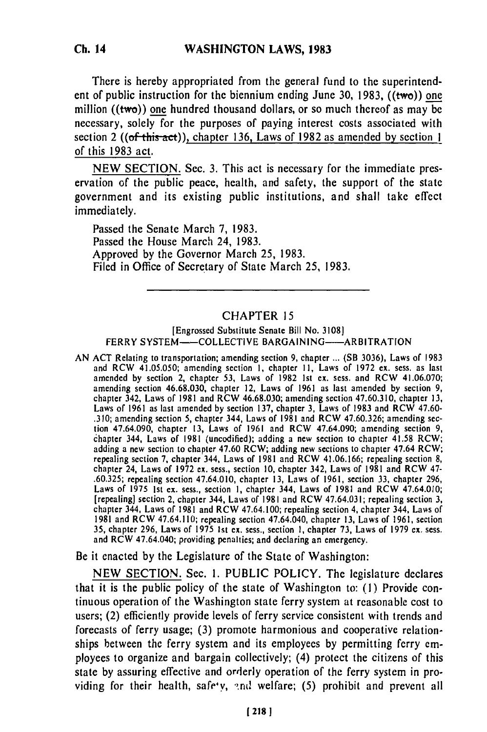There is hereby appropriated from the general fund to the superintendent of public instruction for the biennium ending June 30, 1983, ((two)) one million ((two)) one hundred thousand dollars, or so much thereof as may be necessary, solely for the purposes of paying interest costs associated with section 2 ((of this act)), chapter 136, Laws of 1982 as amended by section 1 of this 1983 act.

NEW SECTION. Sec. 3. This act is necessary for the immediate preservation of the public peace, health, and safety, the support of the state government and its existing public institutions, and shall take effect immediately.

Passed the Senate March 7, 1983.
Passed the House March 24, 1983.
Approved by the Governor March 25, 1983.
Filed in Office of Secretary of State March 25, 1983.

---

## CHAPTER 15

[Engrossed Substitute Senate Bill No. 3108]

FERRY SYSTEM——COLLECTIVE BARGAINING——ARBITRATION

AN ACT Relating to transportation; amending section 9, chapter ... (SB 3036), Laws of 1983 and RCW 41.05.050; amending section 1, chapter 11, Laws of 1972 ex. sess. as last amended by section 2, chapter 53, Laws of 1982 1st ex. sess. and RCW 41.06.070; amending section 46.68.030, chapter 12, Laws of 1961 as last amended by section 9, chapter 342, Laws of 1981 and RCW 46.68.030; amending section 47.60.310, chapter 13, Laws of 1961 as last amended by section 137, chapter 3, Laws of 1983 and RCW 47.60-.310; amending section 5, chapter 344, Laws of 1981 and RCW 47.60.326; amending section 47.64.090, chapter 13, Laws of 1961 and RCW 47.64.090; amending section 9, chapter 344, Laws of 1981 (uncodified); adding a new section to chapter 41.58 RCW; adding a new section to chapter 47.60 RCW; adding new sections to chapter 47.64 RCW; repealing section 7, chapter 344, Laws of 1981 and RCW 41.06.166; repealing section 8, chapter 24, Laws of 1972 ex. sess., section 10, chapter 342, Laws of 1981 and RCW 47-.60.325; repealing section 47.64.010, chapter 13, Laws of 1961, section 33, chapter 296, Laws of 1975 1st ex. sess., section 1, chapter 344, Laws of 1981 and RCW 47.64.010; [repealing] section 2, chapter 344, Laws of 1981 and RCW 47.64.031; repealing section 3, chapter 344, Laws of 1981 and RCW 47.64.100; repealing section 4, chapter 344, Laws of 1981 and RCW 47.64.110; repealing section 47.64.040, chapter 13, Laws of 1961, section 35, chapter 296, Laws of 1975 1st ex. sess., section 1, chapter 73, Laws of 1979 ex. sess. and RCW 47.64.040; providing penalties; and declaring an emergency.

Be it enacted by the Legislature of the State of Washington:

NEW SECTION. Sec. 1. PUBLIC POLICY. The legislature declares that it is the public policy of the state of Washington to: (1) Provide continuous operation of the Washington state ferry system at reasonable cost to users; (2) efficiently provide levels of ferry service consistent with trends and forecasts of ferry usage; (3) promote harmonious and cooperative relationships between the ferry system and its employees by permitting ferry employees to organize and bargain collectively; (4) protect the citizens of this state by assuring effective and orderly operation of the ferry system in providing for their health, safety, and welfare; (5) prohibit and prevent all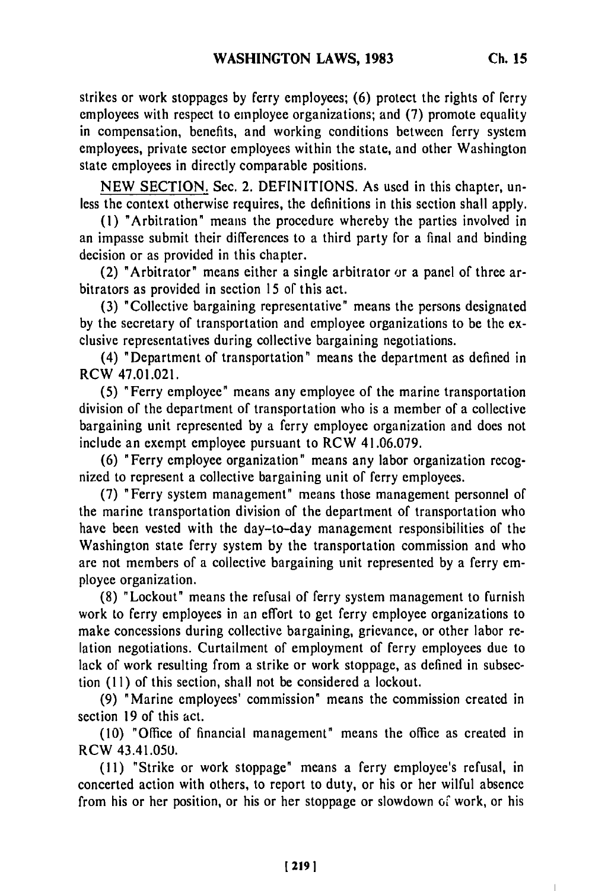strikes or work stoppages by ferry employees; (6) protect the rights of ferry employees with respect to employee organizations; and (7) promote equality in compensation, benefits, and working conditions between ferry system employees, private sector employees within the state, and other Washington state employees in directly comparable positions.

NEW SECTION. Sec. 2. DEFINITIONS. As used in this chapter, unless the context otherwise requires, the definitions in this section shall apply.

(1) "Arbitration" means the procedure whereby the parties involved in an impasse submit their differences to a third party for a final and binding decision or as provided in this chapter.

(2) "Arbitrator" means either a single arbitrator or a panel of three arbitrators as provided in section 15 of this act.

(3) "Collective bargaining representative" means the persons designated by the secretary of transportation and employee organizations to be the exclusive representatives during collective bargaining negotiations.

(4) "Department of transportation" means the department as defined in RCW 47.01.021.

(5) "Ferry employee" means any employee of the marine transportation division of the department of transportation who is a member of a collective bargaining unit represented by a ferry employee organization and does not include an exempt employee pursuant to RCW 41.06.079.

(6) "Ferry employee organization" means any labor organization recognized to represent a collective bargaining unit of ferry employees.

(7) "Ferry system management" means those management personnel of the marine transportation division of the department of transportation who have been vested with the day-to-day management responsibilities of the Washington state ferry system by the transportation commission and who are not members of a collective bargaining unit represented by a ferry employee organization.

(8) "Lockout" means the refusal of ferry system management to furnish work to ferry employees in an effort to get ferry employee organizations to make concessions during collective bargaining, grievance, or other labor relation negotiations. Curtailment of employment of ferry employees due to lack of work resulting from a strike or work stoppage, as defined in subsection (11) of this section, shall not be considered a lockout.

(9) "Marine employees' commission" means the commission created in section 19 of this act.

(10) "Office of financial management" means the office as created in RCW 43.41.050.

(11) "Strike or work stoppage" means a ferry employee's refusal, in concerted action with others, to report to duty, or his or her wilful absence from his or her position, or his or her stoppage or slowdown of work, or his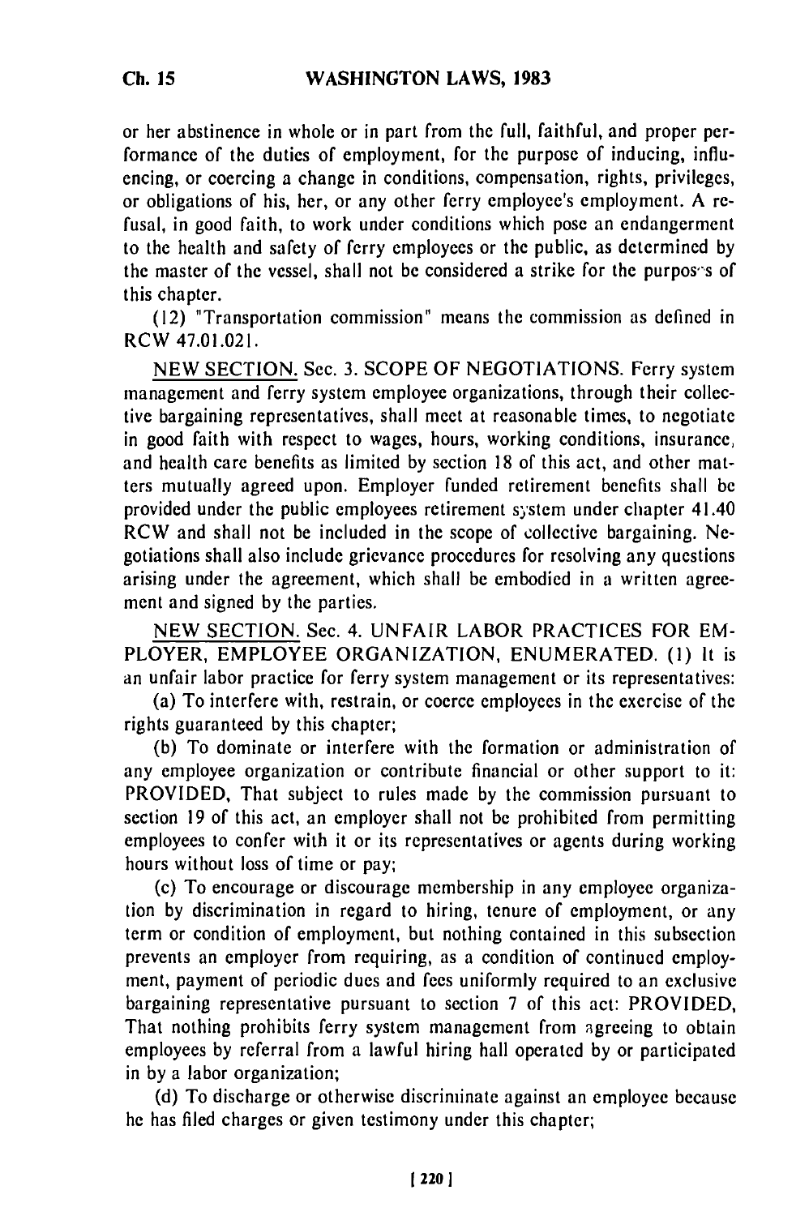or her abstinence in whole or in part from the full, faithful, and proper performance of the duties of employment, for the purpose of inducing, influencing, or coercing a change in conditions, compensation, rights, privileges, or obligations of his, her, or any other ferry employee's employment. A refusal, in good faith, to work under conditions which pose an endangerment to the health and safety of ferry employees or the public, as determined by the master of the vessel, shall not be considered a strike for the purposes of this chapter.

(12) "Transportation commission" means the commission as defined in RCW 47.01.021.

NEW SECTION. Sec. 3. SCOPE OF NEGOTIATIONS. Ferry system management and ferry system employee organizations, through their collective bargaining representatives, shall meet at reasonable times, to negotiate in good faith with respect to wages, hours, working conditions, insurance, and health care benefits as limited by section 18 of this act, and other matters mutually agreed upon. Employer funded retirement benefits shall be provided under the public employees retirement system under chapter 41.40 RCW and shall not be included in the scope of collective bargaining. Negotiations shall also include grievance procedures for resolving any questions arising under the agreement, which shall be embodied in a written agreement and signed by the parties.

NEW SECTION. Sec. 4. UNFAIR LABOR PRACTICES FOR EMPLOYER, EMPLOYEE ORGANIZATION, ENUMERATED. (1) It is an unfair labor practice for ferry system management or its representatives:

(a) To interfere with, restrain, or coerce employees in the exercise of the rights guaranteed by this chapter;

(b) To dominate or interfere with the formation or administration of any employee organization or contribute financial or other support to it: PROVIDED, That subject to rules made by the commission pursuant to section 19 of this act, an employer shall not be prohibited from permitting employees to confer with it or its representatives or agents during working hours without loss of time or pay;

(c) To encourage or discourage membership in any employee organization by discrimination in regard to hiring, tenure of employment, or any term or condition of employment, but nothing contained in this subsection prevents an employer from requiring, as a condition of continued employment, payment of periodic dues and fees uniformly required to an exclusive bargaining representative pursuant to section 7 of this act: PROVIDED, That nothing prohibits ferry system management from agreeing to obtain employees by referral from a lawful hiring hall operated by or participated in by a labor organization;

(d) To discharge or otherwise discriminate against an employee because he has filed charges or given testimony under this chapter;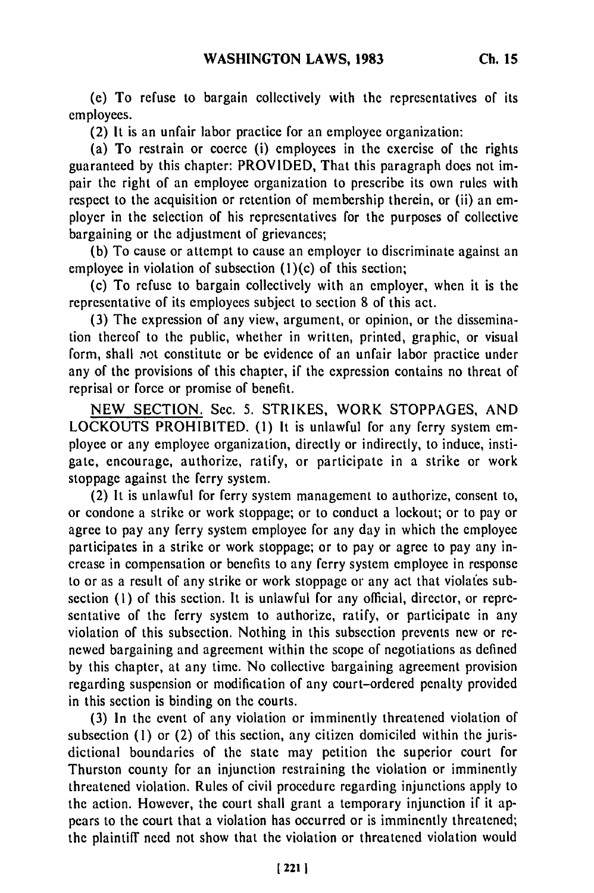(e) To refuse to bargain collectively with the representatives of its employees.

(2) It is an unfair labor practice for an employee organization:

(a) To restrain or coerce (i) employees in the exercise of the rights guaranteed by this chapter: PROVIDED, That this paragraph does not impair the right of an employee organization to prescribe its own rules with respect to the acquisition or retention of membership therein, or (ii) an employer in the selection of his representatives for the purposes of collective bargaining or the adjustment of grievances;

(b) To cause or attempt to cause an employer to discriminate against an employee in violation of subsection (1)(c) of this section;

(c) To refuse to bargain collectively with an employer, when it is the representative of its employees subject to section 8 of this act.

(3) The expression of any view, argument, or opinion, or the dissemination thereof to the public, whether in written, printed, graphic, or visual form, shall not constitute or be evidence of an unfair labor practice under any of the provisions of this chapter, if the expression contains no threat of reprisal or force or promise of benefit.

NEW SECTION. Sec. 5. STRIKES, WORK STOPPAGES, AND LOCKOUTS PROHIBITED. (1) It is unlawful for any ferry system employee or any employee organization, directly or indirectly, to induce, instigate, encourage, authorize, ratify, or participate in a strike or work stoppage against the ferry system.

(2) It is unlawful for ferry system management to authorize, consent to, or condone a strike or work stoppage; or to conduct a lockout; or to pay or agree to pay any ferry system employee for any day in which the employee participates in a strike or work stoppage; or to pay or agree to pay any increase in compensation or benefits to any ferry system employee in response to or as a result of any strike or work stoppage or any act that violates subsection (1) of this section. It is unlawful for any official, director, or representative of the ferry system to authorize, ratify, or participate in any violation of this subsection. Nothing in this subsection prevents new or renewed bargaining and agreement within the scope of negotiations as defined by this chapter, at any time. No collective bargaining agreement provision regarding suspension or modification of any court-ordered penalty provided in this section is binding on the courts.

(3) In the event of any violation or imminently threatened violation of subsection (1) or (2) of this section, any citizen domiciled within the jurisdictional boundaries of the state may petition the superior court for Thurston county for an injunction restraining the violation or imminently threatened violation. Rules of civil procedure regarding injunctions apply to the action. However, the court shall grant a temporary injunction if it appears to the court that a violation has occurred or is imminently threatened; the plaintiff need not show that the violation or threatened violation would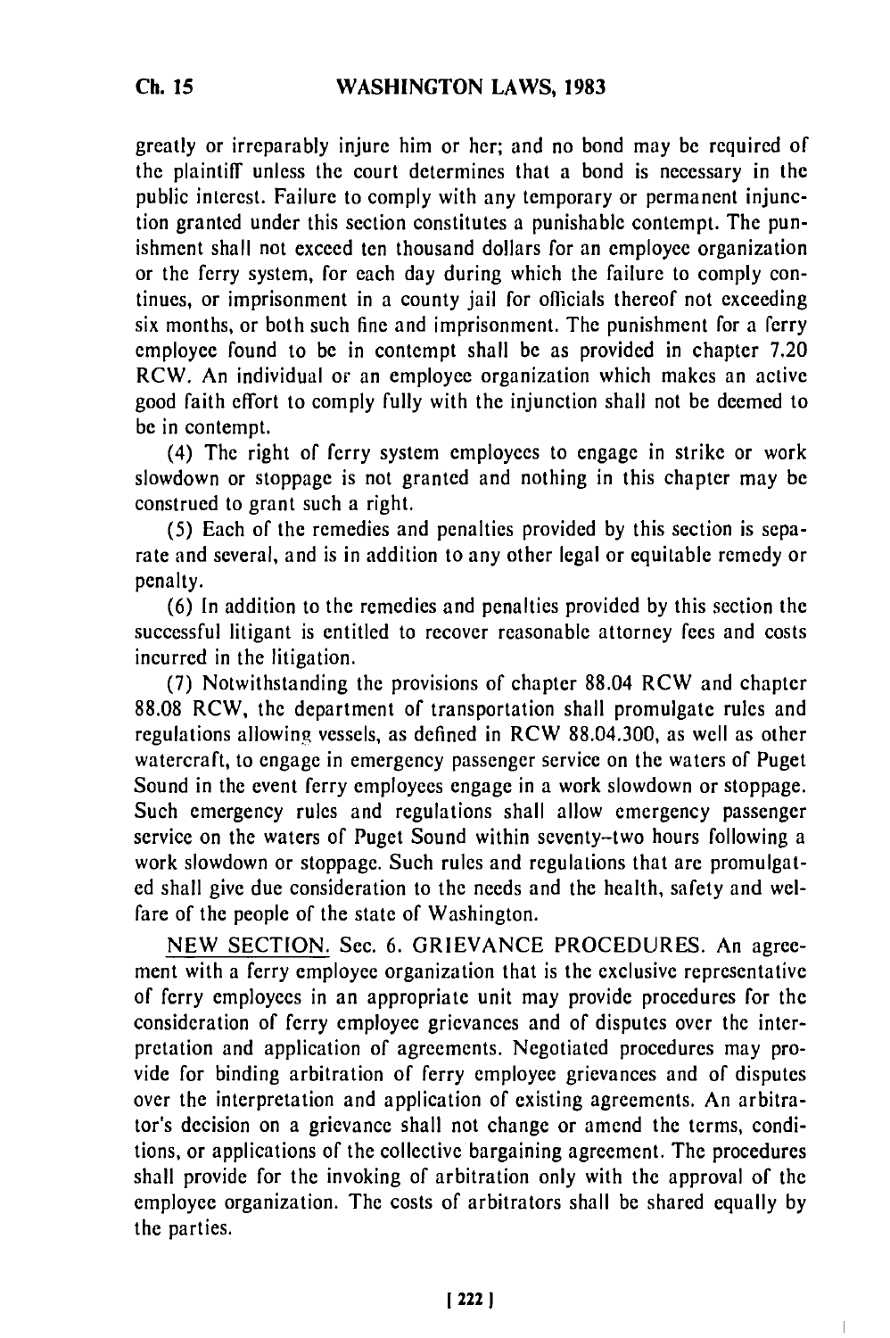greatly or irreparably injure him or her; and no bond may be required of the plaintiff unless the court determines that a bond is necessary in the public interest. Failure to comply with any temporary or permanent injunction granted under this section constitutes a punishable contempt. The punishment shall not exceed ten thousand dollars for an employee organization or the ferry system, for each day during which the failure to comply continues, or imprisonment in a county jail for officials thereof not exceeding six months, or both such fine and imprisonment. The punishment for a ferry employee found to be in contempt shall be as provided in chapter 7.20 RCW. An individual or an employee organization which makes an active good faith effort to comply fully with the injunction shall not be deemed to be in contempt.

(4) The right of ferry system employees to engage in strike or work slowdown or stoppage is not granted and nothing in this chapter may be construed to grant such a right.

(5) Each of the remedies and penalties provided by this section is separate and several, and is in addition to any other legal or equitable remedy or penalty.

(6) In addition to the remedies and penalties provided by this section the successful litigant is entitled to recover reasonable attorney fees and costs incurred in the litigation.

(7) Notwithstanding the provisions of chapter 88.04 RCW and chapter 88.08 RCW, the department of transportation shall promulgate rules and regulations allowing vessels, as defined in RCW 88.04.300, as well as other watercraft, to engage in emergency passenger service on the waters of Puget Sound in the event ferry employees engage in a work slowdown or stoppage. Such emergency rules and regulations shall allow emergency passenger service on the waters of Puget Sound within seventy-two hours following a work slowdown or stoppage. Such rules and regulations that are promulgated shall give due consideration to the needs and the health, safety and welfare of the people of the state of Washington.

NEW SECTION. Sec. 6. GRIEVANCE PROCEDURES. An agreement with a ferry employee organization that is the exclusive representative of ferry employees in an appropriate unit may provide procedures for the consideration of ferry employee grievances and of disputes over the interpretation and application of agreements. Negotiated procedures may provide for binding arbitration of ferry employee grievances and of disputes over the interpretation and application of existing agreements. An arbitrator's decision on a grievance shall not change or amend the terms, conditions, or applications of the collective bargaining agreement. The procedures shall provide for the invoking of arbitration only with the approval of the employee organization. The costs of arbitrators shall be shared equally by the parties.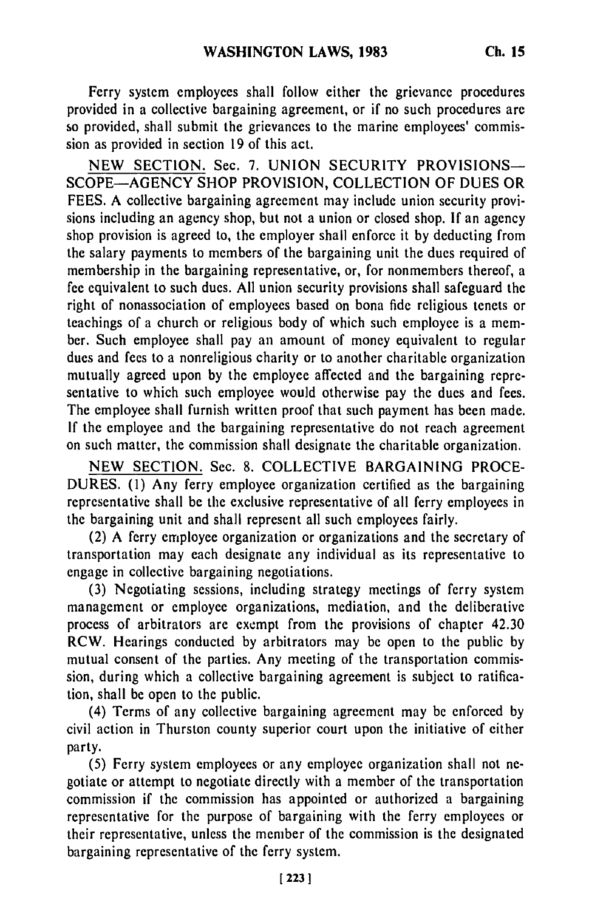Ferry system employees shall follow either the grievance procedures provided in a collective bargaining agreement, or if no such procedures are so provided, shall submit the grievances to the marine employees' commission as provided in section 19 of this act.

NEW SECTION. Sec. 7. UNION SECURITY PROVISIONS—SCOPE—AGENCY SHOP PROVISION, COLLECTION OF DUES OR FEES. A collective bargaining agreement may include union security provisions including an agency shop, but not a union or closed shop. If an agency shop provision is agreed to, the employer shall enforce it by deducting from the salary payments to members of the bargaining unit the dues required of membership in the bargaining representative, or, for nonmembers thereof, a fee equivalent to such dues. All union security provisions shall safeguard the right of nonassociation of employees based on bona fide religious tenets or teachings of a church or religious body of which such employee is a member. Such employee shall pay an amount of money equivalent to regular dues and fees to a nonreligious charity or to another charitable organization mutually agreed upon by the employee affected and the bargaining representative to which such employee would otherwise pay the dues and fees. The employee shall furnish written proof that such payment has been made. If the employee and the bargaining representative do not reach agreement on such matter, the commission shall designate the charitable organization.

NEW SECTION. Sec. 8. COLLECTIVE BARGAINING PROCEDURES. (1) Any ferry employee organization certified as the bargaining representative shall be the exclusive representative of all ferry employees in the bargaining unit and shall represent all such employees fairly.

(2) A ferry employee organization or organizations and the secretary of transportation may each designate any individual as its representative to engage in collective bargaining negotiations.

(3) Negotiating sessions, including strategy meetings of ferry system management or employee organizations, mediation, and the deliberative process of arbitrators are exempt from the provisions of chapter 42.30 RCW. Hearings conducted by arbitrators may be open to the public by mutual consent of the parties. Any meeting of the transportation commission, during which a collective bargaining agreement is subject to ratification, shall be open to the public.

(4) Terms of any collective bargaining agreement may be enforced by civil action in Thurston county superior court upon the initiative of either party.

(5) Ferry system employees or any employee organization shall not negotiate or attempt to negotiate directly with a member of the transportation commission if the commission has appointed or authorized a bargaining representative for the purpose of bargaining with the ferry employees or their representative, unless the member of the commission is the designated bargaining representative of the ferry system.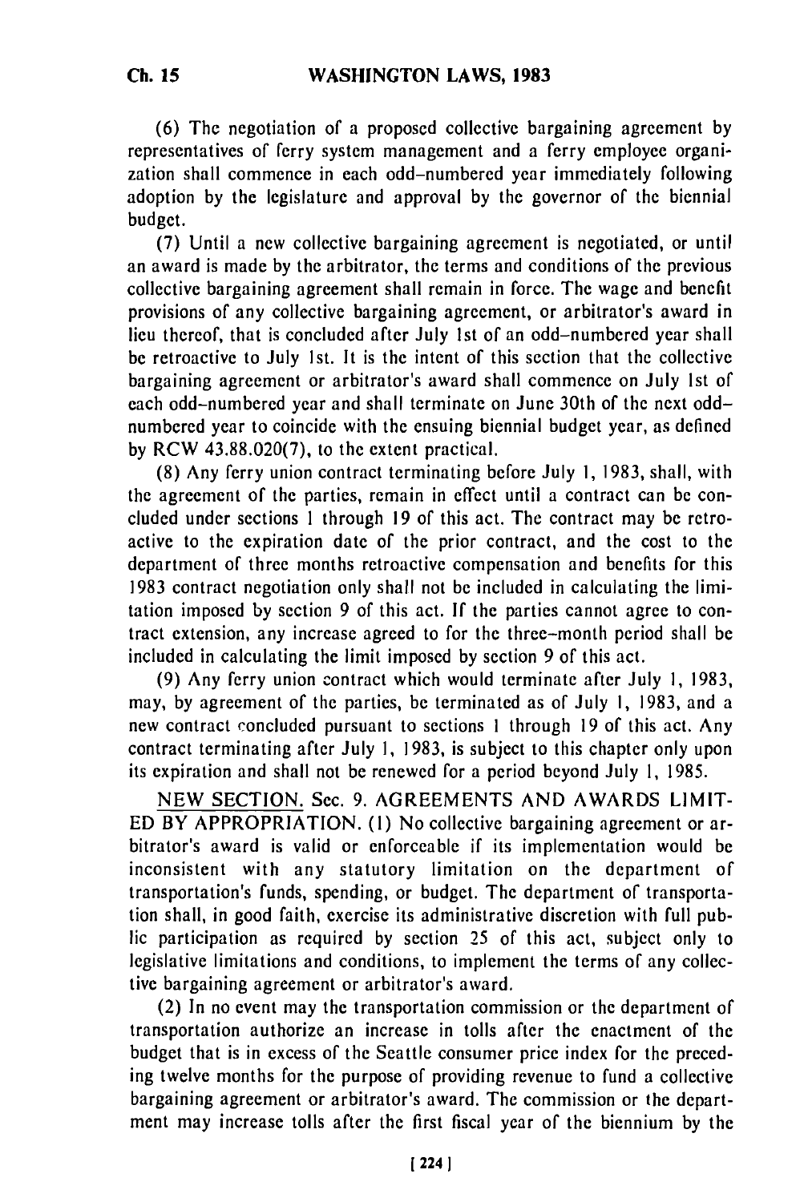(6) The negotiation of a proposed collective bargaining agreement by representatives of ferry system management and a ferry employee organization shall commence in each odd-numbered year immediately following adoption by the legislature and approval by the governor of the biennial budget.

(7) Until a new collective bargaining agreement is negotiated, or until an award is made by the arbitrator, the terms and conditions of the previous collective bargaining agreement shall remain in force. The wage and benefit provisions of any collective bargaining agreement, or arbitrator's award in lieu thereof, that is concluded after July 1st of an odd-numbered year shall be retroactive to July 1st. It is the intent of this section that the collective bargaining agreement or arbitrator's award shall commence on July 1st of each odd-numbered year and shall terminate on June 30th of the next odd-numbered year to coincide with the ensuing biennial budget year, as defined by RCW 43.88.020(7), to the extent practical.

(8) Any ferry union contract terminating before July 1, 1983, shall, with the agreement of the parties, remain in effect until a contract can be concluded under sections 1 through 19 of this act. The contract may be retroactive to the expiration date of the prior contract, and the cost to the department of three months retroactive compensation and benefits for this 1983 contract negotiation only shall not be included in calculating the limitation imposed by section 9 of this act. If the parties cannot agree to contract extension, any increase agreed to for the three-month period shall be included in calculating the limit imposed by section 9 of this act.

(9) Any ferry union contract which would terminate after July 1, 1983, may, by agreement of the parties, be terminated as of July 1, 1983, and a new contract concluded pursuant to sections 1 through 19 of this act. Any contract terminating after July 1, 1983, is subject to this chapter only upon its expiration and shall not be renewed for a period beyond July 1, 1985.

NEW SECTION. Sec. 9. AGREEMENTS AND AWARDS LIMITED BY APPROPRIATION. (1) No collective bargaining agreement or arbitrator's award is valid or enforceable if its implementation would be inconsistent with any statutory limitation on the department of transportation's funds, spending, or budget. The department of transportation shall, in good faith, exercise its administrative discretion with full public participation as required by section 25 of this act, subject only to legislative limitations and conditions, to implement the terms of any collective bargaining agreement or arbitrator's award.

(2) In no event may the transportation commission or the department of transportation authorize an increase in tolls after the enactment of the budget that is in excess of the Seattle consumer price index for the preceding twelve months for the purpose of providing revenue to fund a collective bargaining agreement or arbitrator's award. The commission or the department may increase tolls after the first fiscal year of the biennium by the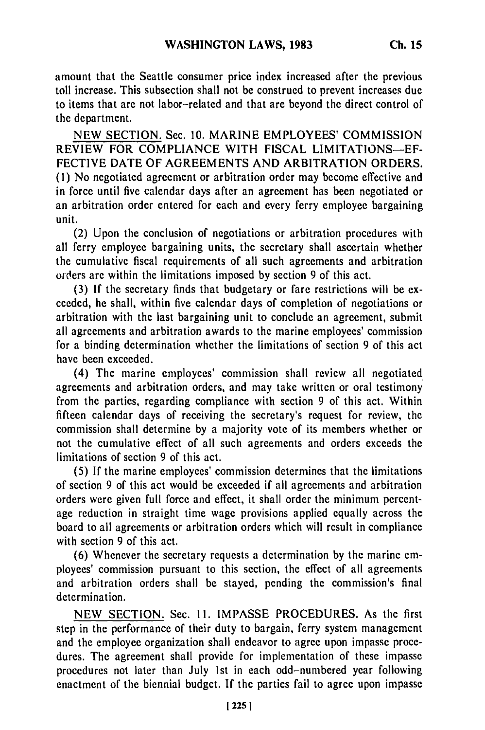amount that the Seattle consumer price index increased after the previous toll increase. This subsection shall not be construed to prevent increases due to items that are not labor-related and that are beyond the direct control of the department.

NEW SECTION. Sec. 10. MARINE EMPLOYEES' COMMISSION REVIEW FOR COMPLIANCE WITH FISCAL LIMITATIONS—EFFECTIVE DATE OF AGREEMENTS AND ARBITRATION ORDERS. (1) No negotiated agreement or arbitration order may become effective and in force until five calendar days after an agreement has been negotiated or an arbitration order entered for each and every ferry employee bargaining unit.

(2) Upon the conclusion of negotiations or arbitration procedures with all ferry employee bargaining units, the secretary shall ascertain whether the cumulative fiscal requirements of all such agreements and arbitration orders are within the limitations imposed by section 9 of this act.

(3) If the secretary finds that budgetary or fare restrictions will be exceeded, he shall, within five calendar days of completion of negotiations or arbitration with the last bargaining unit to conclude an agreement, submit all agreements and arbitration awards to the marine employees' commission for a binding determination whether the limitations of section 9 of this act have been exceeded.

(4) The marine employees' commission shall review all negotiated agreements and arbitration orders, and may take written or oral testimony from the parties, regarding compliance with section 9 of this act. Within fifteen calendar days of receiving the secretary's request for review, the commission shall determine by a majority vote of its members whether or not the cumulative effect of all such agreements and orders exceeds the limitations of section 9 of this act.

(5) If the marine employees' commission determines that the limitations of section 9 of this act would be exceeded if all agreements and arbitration orders were given full force and effect, it shall order the minimum percentage reduction in straight time wage provisions applied equally across the board to all agreements or arbitration orders which will result in compliance with section 9 of this act.

(6) Whenever the secretary requests a determination by the marine employees' commission pursuant to this section, the effect of all agreements and arbitration orders shall be stayed, pending the commission's final determination.

NEW SECTION. Sec. 11. IMPASSE PROCEDURES. As the first step in the performance of their duty to bargain, ferry system management and the employee organization shall endeavor to agree upon impasse procedures. The agreement shall provide for implementation of these impasse procedures not later than July 1st in each odd-numbered year following enactment of the biennial budget. If the parties fail to agree upon impasse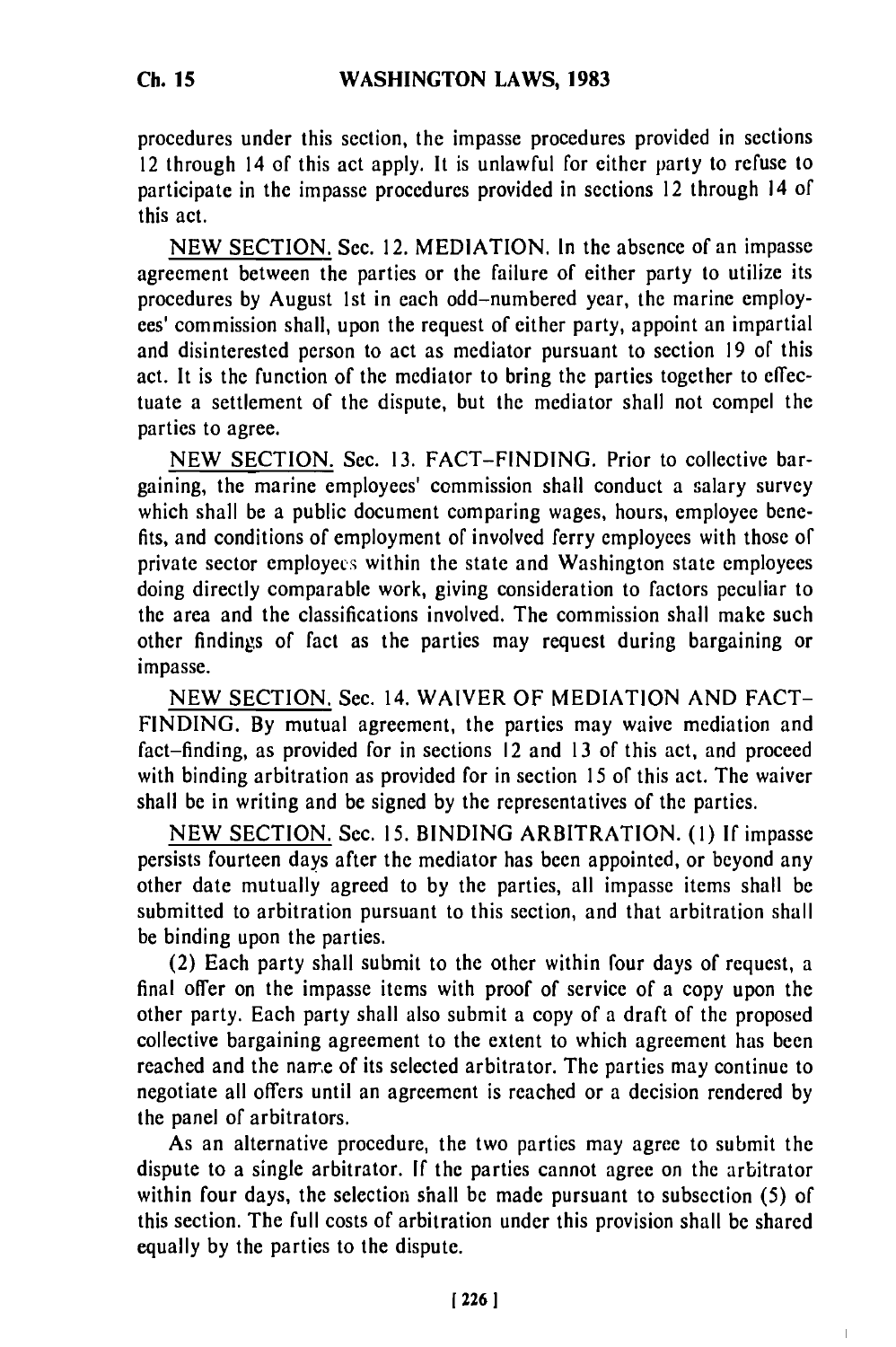procedures under this section, the impasse procedures provided in sections 12 through 14 of this act apply. It is unlawful for either party to refuse to participate in the impasse procedures provided in sections 12 through 14 of this act.

NEW SECTION. Sec. 12. MEDIATION. In the absence of an impasse agreement between the parties or the failure of either party to utilize its procedures by August 1st in each odd-numbered year, the marine employees' commission shall, upon the request of either party, appoint an impartial and disinterested person to act as mediator pursuant to section 19 of this act. It is the function of the mediator to bring the parties together to effectuate a settlement of the dispute, but the mediator shall not compel the parties to agree.

NEW SECTION. Sec. 13. FACT-FINDING. Prior to collective bargaining, the marine employees' commission shall conduct a salary survey which shall be a public document comparing wages, hours, employee benefits, and conditions of employment of involved ferry employees with those of private sector employees within the state and Washington state employees doing directly comparable work, giving consideration to factors peculiar to the area and the classifications involved. The commission shall make such other findings of fact as the parties may request during bargaining or impasse.

NEW SECTION. Sec. 14. WAIVER OF MEDIATION AND FACT-FINDING. By mutual agreement, the parties may waive mediation and fact-finding, as provided for in sections 12 and 13 of this act, and proceed with binding arbitration as provided for in section 15 of this act. The waiver shall be in writing and be signed by the representatives of the parties.

NEW SECTION. Sec. 15. BINDING ARBITRATION. (1) If impasse persists fourteen days after the mediator has been appointed, or beyond any other date mutually agreed to by the parties, all impasse items shall be submitted to arbitration pursuant to this section, and that arbitration shall be binding upon the parties.

(2) Each party shall submit to the other within four days of request, a final offer on the impasse items with proof of service of a copy upon the other party. Each party shall also submit a copy of a draft of the proposed collective bargaining agreement to the extent to which agreement has been reached and the name of its selected arbitrator. The parties may continue to negotiate all offers until an agreement is reached or a decision rendered by the panel of arbitrators.

As an alternative procedure, the two parties may agree to submit the dispute to a single arbitrator. If the parties cannot agree on the arbitrator within four days, the selection shall be made pursuant to subsection (5) of this section. The full costs of arbitration under this provision shall be shared equally by the parties to the dispute.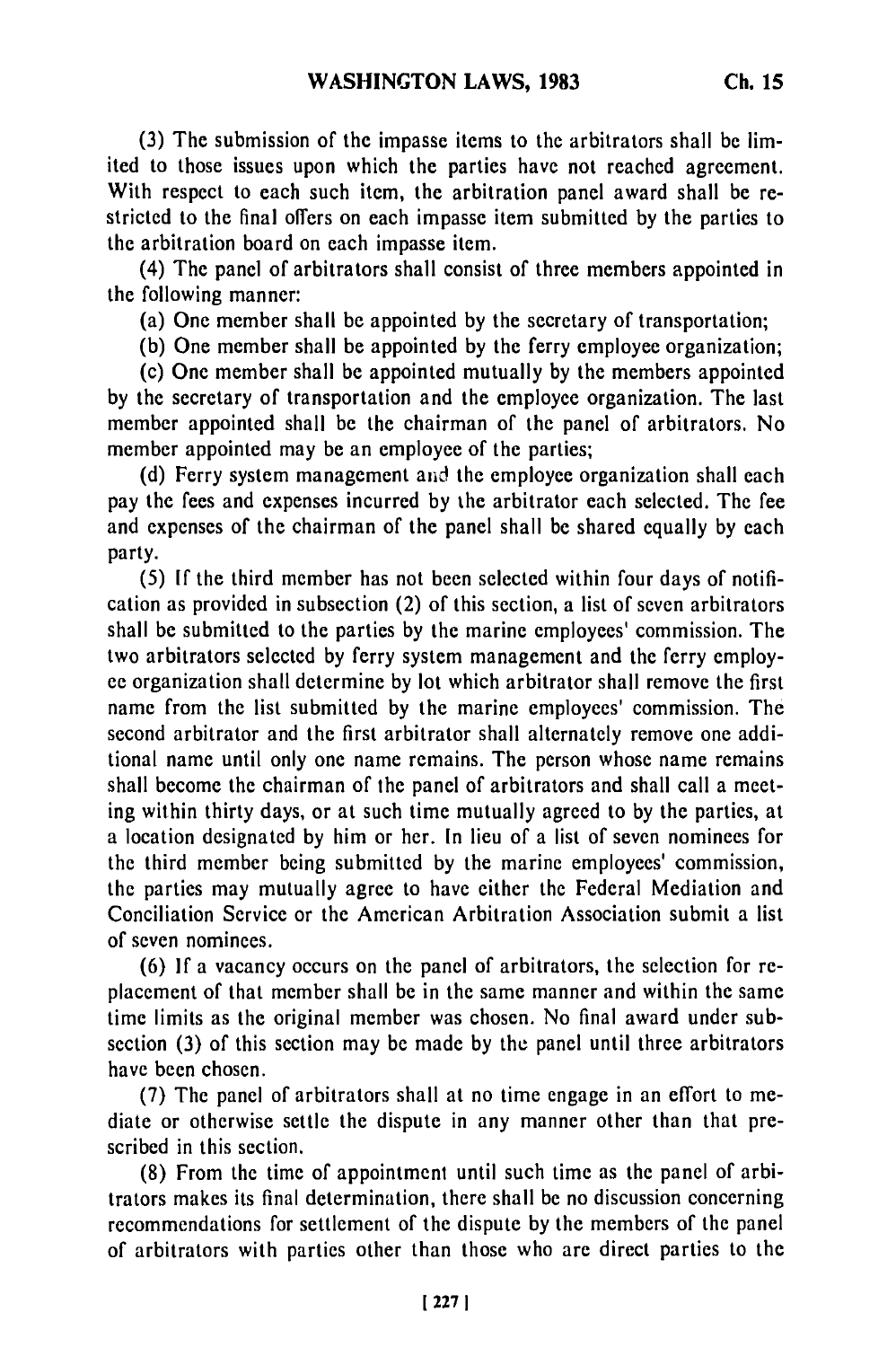(3) The submission of the impasse items to the arbitrators shall be limited to those issues upon which the parties have not reached agreement. With respect to each such item, the arbitration panel award shall be restricted to the final offers on each impasse item submitted by the parties to the arbitration board on each impasse item.

(4) The panel of arbitrators shall consist of three members appointed in the following manner:

(a) One member shall be appointed by the secretary of transportation;

(b) One member shall be appointed by the ferry employee organization;

(c) One member shall be appointed mutually by the members appointed by the secretary of transportation and the employee organization. The last member appointed shall be the chairman of the panel of arbitrators. No member appointed may be an employee of the parties;

(d) Ferry system management and the employee organization shall each pay the fees and expenses incurred by the arbitrator each selected. The fee and expenses of the chairman of the panel shall be shared equally by each party.

(5) If the third member has not been selected within four days of notification as provided in subsection (2) of this section, a list of seven arbitrators shall be submitted to the parties by the marine employees' commission. The two arbitrators selected by ferry system management and the ferry employee organization shall determine by lot which arbitrator shall remove the first name from the list submitted by the marine employees' commission. The second arbitrator and the first arbitrator shall alternately remove one additional name until only one name remains. The person whose name remains shall become the chairman of the panel of arbitrators and shall call a meeting within thirty days, or at such time mutually agreed to by the parties, at a location designated by him or her. In lieu of a list of seven nominees for the third member being submitted by the marine employees' commission, the parties may mutually agree to have either the Federal Mediation and Conciliation Service or the American Arbitration Association submit a list of seven nominees.

(6) If a vacancy occurs on the panel of arbitrators, the selection for replacement of that member shall be in the same manner and within the same time limits as the original member was chosen. No final award under subsection (3) of this section may be made by the panel until three arbitrators have been chosen.

(7) The panel of arbitrators shall at no time engage in an effort to mediate or otherwise settle the dispute in any manner other than that prescribed in this section.

(8) From the time of appointment until such time as the panel of arbitrators makes its final determination, there shall be no discussion concerning recommendations for settlement of the dispute by the members of the panel of arbitrators with parties other than those who are direct parties to the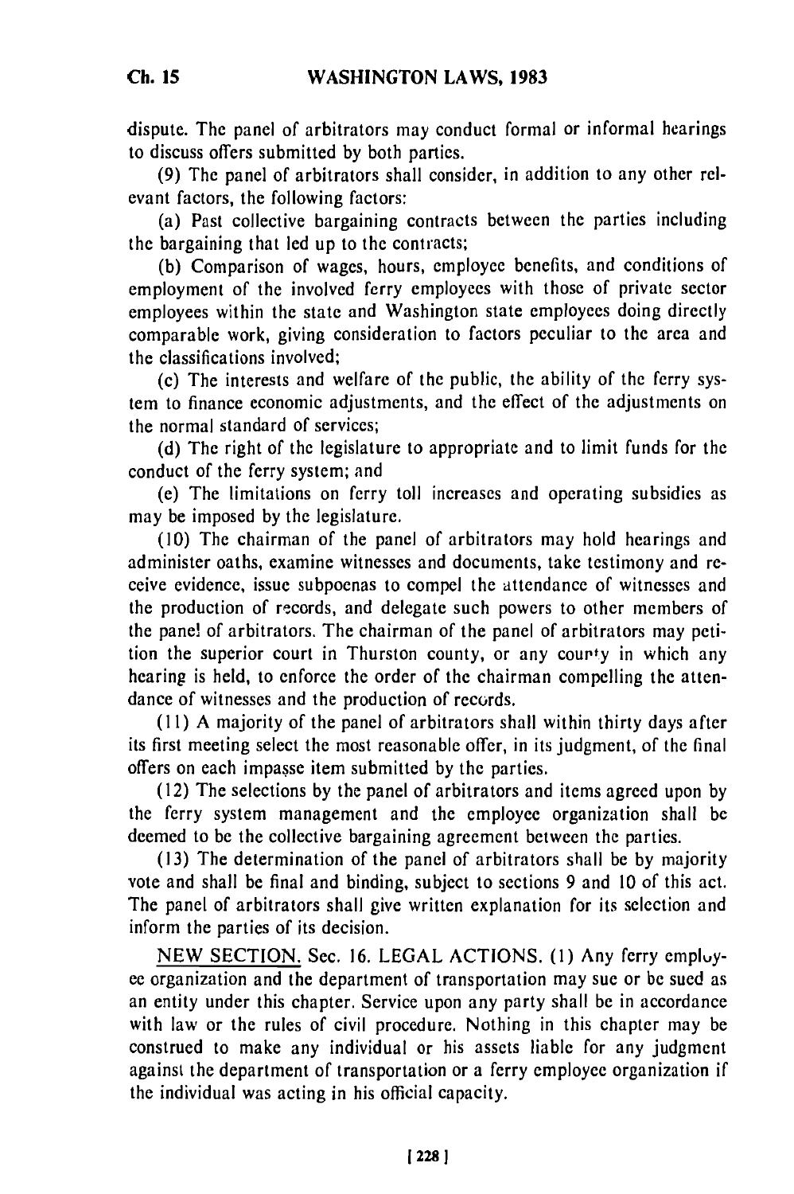dispute. The panel of arbitrators may conduct formal or informal hearings to discuss offers submitted by both parties.

(9) The panel of arbitrators shall consider, in addition to any other relevant factors, the following factors:

(a) Past collective bargaining contracts between the parties including the bargaining that led up to the contracts;

(b) Comparison of wages, hours, employee benefits, and conditions of employment of the involved ferry employees with those of private sector employees within the state and Washington state employees doing directly comparable work, giving consideration to factors peculiar to the area and the classifications involved;

(c) The interests and welfare of the public, the ability of the ferry system to finance economic adjustments, and the effect of the adjustments on the normal standard of services;

(d) The right of the legislature to appropriate and to limit funds for the conduct of the ferry system; and

(e) The limitations on ferry toll increases and operating subsidies as may be imposed by the legislature.

(10) The chairman of the panel of arbitrators may hold hearings and administer oaths, examine witnesses and documents, take testimony and receive evidence, issue subpoenas to compel the attendance of witnesses and the production of records, and delegate such powers to other members of the panel of arbitrators. The chairman of the panel of arbitrators may petition the superior court in Thurston county, or any county in which any hearing is held, to enforce the order of the chairman compelling the attendance of witnesses and the production of records.

(11) A majority of the panel of arbitrators shall within thirty days after its first meeting select the most reasonable offer, in its judgment, of the final offers on each impasse item submitted by the parties.

(12) The selections by the panel of arbitrators and items agreed upon by the ferry system management and the employee organization shall be deemed to be the collective bargaining agreement between the parties.

(13) The determination of the panel of arbitrators shall be by majority vote and shall be final and binding, subject to sections 9 and 10 of this act. The panel of arbitrators shall give written explanation for its selection and inform the parties of its decision.

NEW SECTION. Sec. 16. LEGAL ACTIONS. (1) Any ferry employee organization and the department of transportation may sue or be sued as an entity under this chapter. Service upon any party shall be in accordance with law or the rules of civil procedure. Nothing in this chapter may be construed to make any individual or his assets liable for any judgment against the department of transportation or a ferry employee organization if the individual was acting in his official capacity.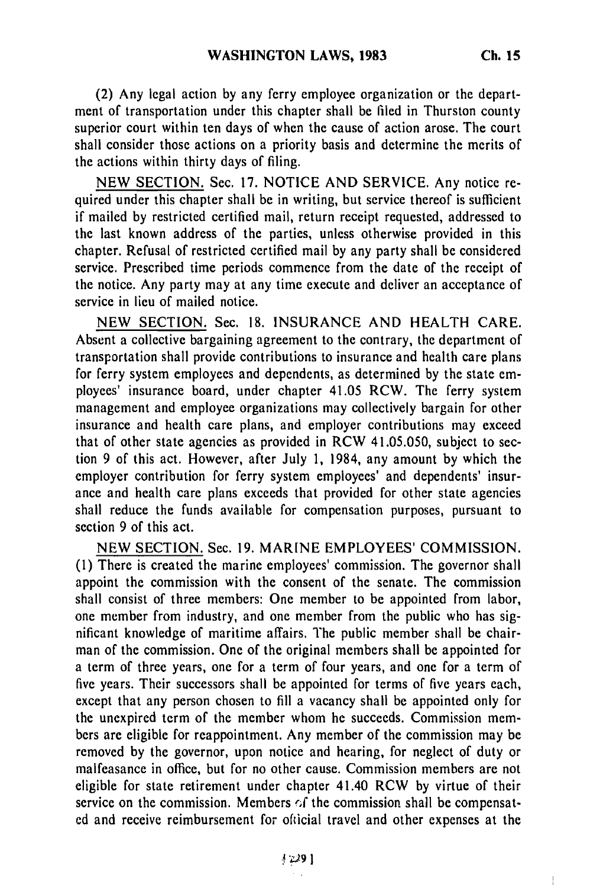(2) Any legal action by any ferry employee organization or the department of transportation under this chapter shall be filed in Thurston county superior court within ten days of when the cause of action arose. The court shall consider those actions on a priority basis and determine the merits of the actions within thirty days of filing.

NEW SECTION. Sec. 17. NOTICE AND SERVICE. Any notice required under this chapter shall be in writing, but service thereof is sufficient if mailed by restricted certified mail, return receipt requested, addressed to the last known address of the parties, unless otherwise provided in this chapter. Refusal of restricted certified mail by any party shall be considered service. Prescribed time periods commence from the date of the receipt of the notice. Any party may at any time execute and deliver an acceptance of service in lieu of mailed notice.

NEW SECTION. Sec. 18. INSURANCE AND HEALTH CARE. Absent a collective bargaining agreement to the contrary, the department of transportation shall provide contributions to insurance and health care plans for ferry system employees and dependents, as determined by the state employees' insurance board, under chapter 41.05 RCW. The ferry system management and employee organizations may collectively bargain for other insurance and health care plans, and employer contributions may exceed that of other state agencies as provided in RCW 41.05.050, subject to section 9 of this act. However, after July 1, 1984, any amount by which the employer contribution for ferry system employees' and dependents' insurance and health care plans exceeds that provided for other state agencies shall reduce the funds available for compensation purposes, pursuant to section 9 of this act.

NEW SECTION. Sec. 19. MARINE EMPLOYEES' COMMISSION. (1) There is created the marine employees' commission. The governor shall appoint the commission with the consent of the senate. The commission shall consist of three members: One member to be appointed from labor, one member from industry, and one member from the public who has significant knowledge of maritime affairs. The public member shall be chairman of the commission. One of the original members shall be appointed for a term of three years, one for a term of four years, and one for a term of five years. Their successors shall be appointed for terms of five years each, except that any person chosen to fill a vacancy shall be appointed only for the unexpired term of the member whom he succeeds. Commission members are eligible for reappointment. Any member of the commission may be removed by the governor, upon notice and hearing, for neglect of duty or malfeasance in office, but for no other cause. Commission members are not eligible for state retirement under chapter 41.40 RCW by virtue of their service on the commission. Members of the commission shall be compensated and receive reimbursement for official travel and other expenses at the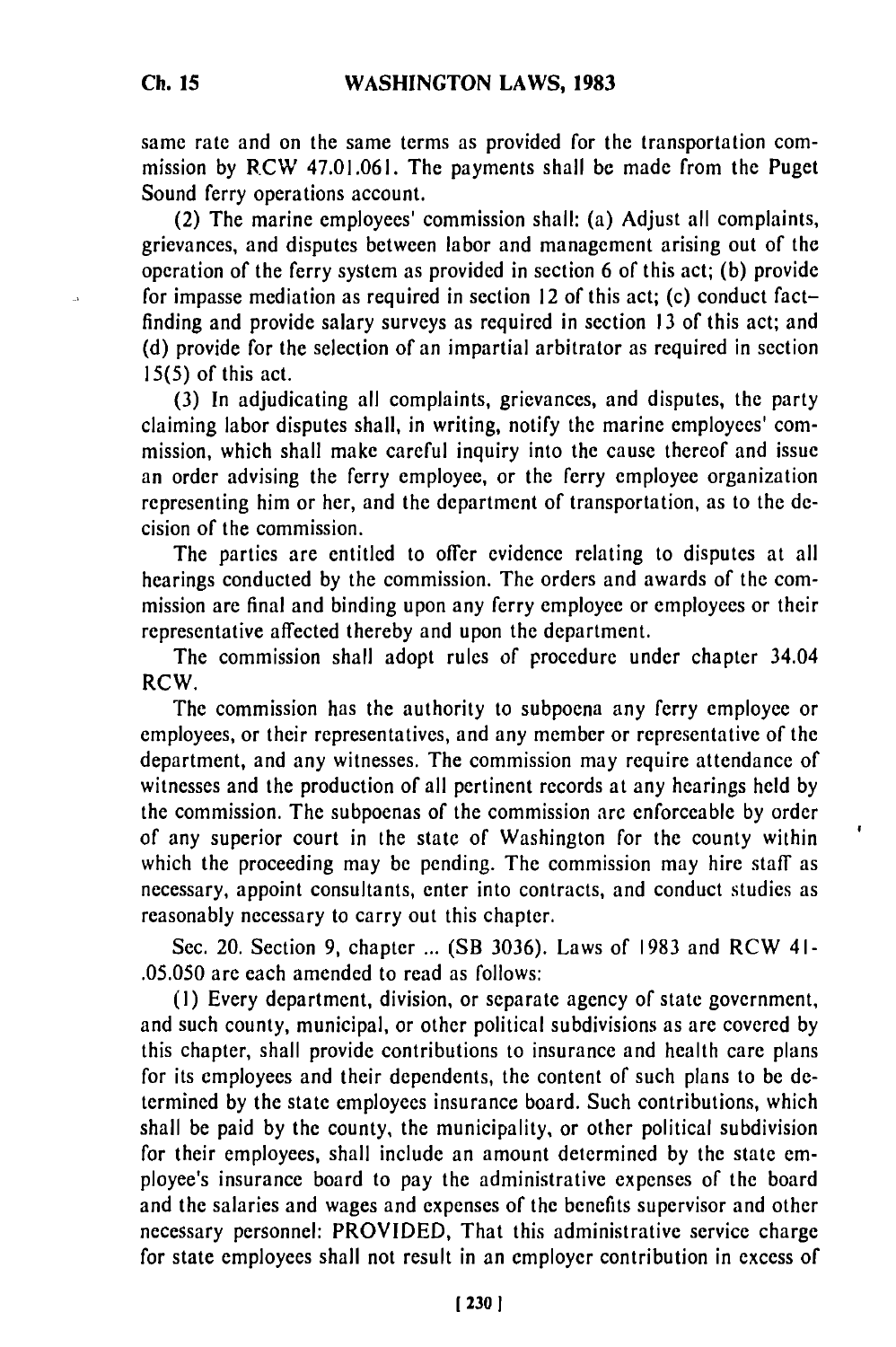same rate and on the same terms as provided for the transportation commission by RCW 47.01.061. The payments shall be made from the Puget Sound ferry operations account.

(2) The marine employees' commission shall: (a) Adjust all complaints, grievances, and disputes between labor and management arising out of the operation of the ferry system as provided in section 6 of this act; (b) provide for impasse mediation as required in section 12 of this act; (c) conduct fact-finding and provide salary surveys as required in section 13 of this act; and (d) provide for the selection of an impartial arbitrator as required in section 15(5) of this act.

(3) In adjudicating all complaints, grievances, and disputes, the party claiming labor disputes shall, in writing, notify the marine employees' commission, which shall make careful inquiry into the cause thereof and issue an order advising the ferry employee, or the ferry employee organization representing him or her, and the department of transportation, as to the decision of the commission.

The parties are entitled to offer evidence relating to disputes at all hearings conducted by the commission. The orders and awards of the commission are final and binding upon any ferry employee or employees or their representative affected thereby and upon the department.

The commission shall adopt rules of procedure under chapter 34.04 RCW.

The commission has the authority to subpoena any ferry employee or employees, or their representatives, and any member or representative of the department, and any witnesses. The commission may require attendance of witnesses and the production of all pertinent records at any hearings held by the commission. The subpoenas of the commission are enforceable by order of any superior court in the state of Washington for the county within which the proceeding may be pending. The commission may hire staff as necessary, appoint consultants, enter into contracts, and conduct studies as reasonably necessary to carry out this chapter.

Sec. 20. Section 9, chapter ... (SB 3036), Laws of 1983 and RCW 41-.05.050 are each amended to read as follows:

(1) Every department, division, or separate agency of state government, and such county, municipal, or other political subdivisions as are covered by this chapter, shall provide contributions to insurance and health care plans for its employees and their dependents, the content of such plans to be determined by the state employees insurance board. Such contributions, which shall be paid by the county, the municipality, or other political subdivision for their employees, shall include an amount determined by the state employee's insurance board to pay the administrative expenses of the board and the salaries and wages and expenses of the benefits supervisor and other necessary personnel: PROVIDED, That this administrative service charge for state employees shall not result in an employer contribution in excess of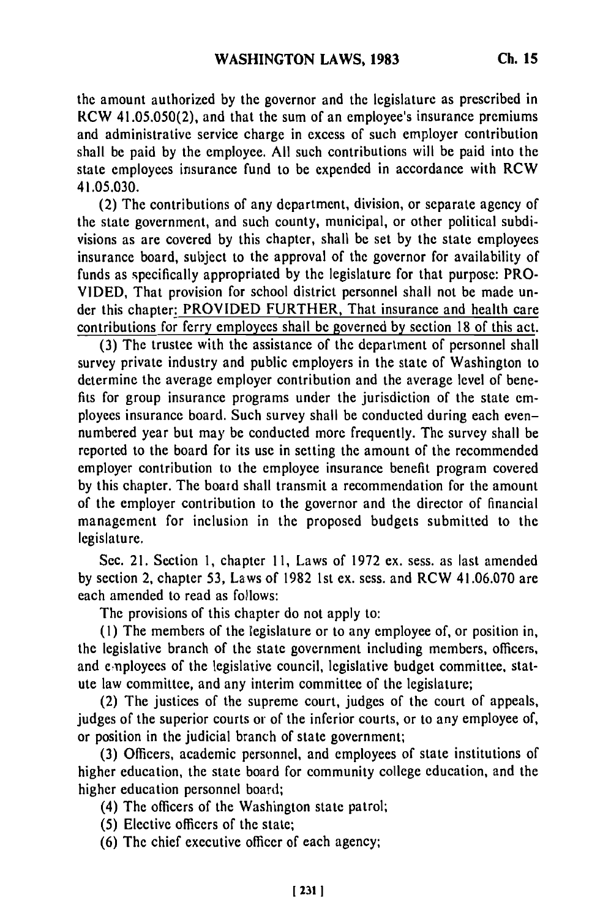the amount authorized by the governor and the legislature as prescribed in RCW 41.05.050(2), and that the sum of an employee's insurance premiums and administrative service charge in excess of such employer contribution shall be paid by the employee. All such contributions will be paid into the state employees insurance fund to be expended in accordance with RCW 41.05.030.

(2) The contributions of any department, division, or separate agency of the state government, and such county, municipal, or other political subdivisions as are covered by this chapter, shall be set by the state employees insurance board, subject to the approval of the governor for availability of funds as specifically appropriated by the legislature for that purpose: PROVIDED, That provision for school district personnel shall not be made under this chapter: PROVIDED FURTHER, That insurance and health care contributions for ferry employees shall be governed by section 18 of this act.

(3) The trustee with the assistance of the department of personnel shall survey private industry and public employers in the state of Washington to determine the average employer contribution and the average level of benefits for group insurance programs under the jurisdiction of the state employees insurance board. Such survey shall be conducted during each even-numbered year but may be conducted more frequently. The survey shall be reported to the board for its use in setting the amount of the recommended employer contribution to the employee insurance benefit program covered by this chapter. The board shall transmit a recommendation for the amount of the employer contribution to the governor and the director of financial management for inclusion in the proposed budgets submitted to the legislature.

Sec. 21. Section 1, chapter 11, Laws of 1972 ex. sess. as last amended by section 2, chapter 53, Laws of 1982 1st ex. sess. and RCW 41.06.070 are each amended to read as follows:

The provisions of this chapter do not apply to:

(1) The members of the legislature or to any employee of, or position in, the legislative branch of the state government including members, officers, and employees of the legislative council, legislative budget committee, statute law committee, and any interim committee of the legislature;

(2) The justices of the supreme court, judges of the court of appeals, judges of the superior courts or of the inferior courts, or to any employee of, or position in the judicial branch of state government;

(3) Officers, academic personnel, and employees of state institutions of higher education, the state board for community college education, and the higher education personnel board;

(4) The officers of the Washington state patrol;

(5) Elective officers of the state;

(6) The chief executive officer of each agency;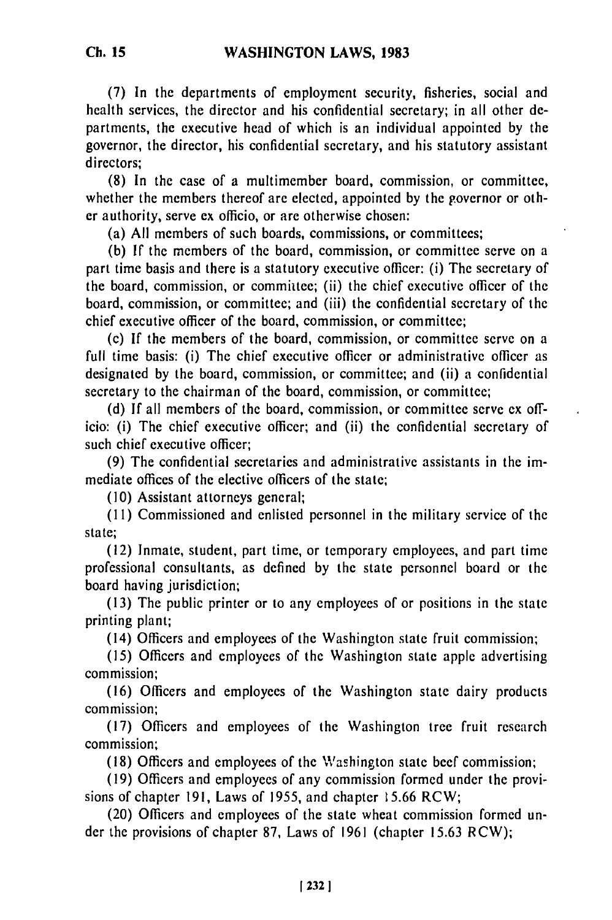(7) In the departments of employment security, fisheries, social and health services, the director and his confidential secretary; in all other departments, the executive head of which is an individual appointed by the governor, the director, his confidential secretary, and his statutory assistant directors;

(8) In the case of a multimember board, commission, or committee, whether the members thereof are elected, appointed by the governor or other authority, serve ex officio, or are otherwise chosen:

(a) All members of such boards, commissions, or committees;

(b) If the members of the board, commission, or committee serve on a part time basis and there is a statutory executive officer: (i) The secretary of the board, commission, or committee; (ii) the chief executive officer of the board, commission, or committee; and (iii) the confidential secretary of the chief executive officer of the board, commission, or committee;

(c) If the members of the board, commission, or committee serve on a full time basis: (i) The chief executive officer or administrative officer as designated by the board, commission, or committee; and (ii) a confidential secretary to the chairman of the board, commission, or committee;

(d) If all members of the board, commission, or committee serve ex officio: (i) The chief executive officer; and (ii) the confidential secretary of such chief executive officer;

(9) The confidential secretaries and administrative assistants in the immediate offices of the elective officers of the state;

(10) Assistant attorneys general;

(11) Commissioned and enlisted personnel in the military service of the state;

(12) Inmate, student, part time, or temporary employees, and part time professional consultants, as defined by the state personnel board or the board having jurisdiction;

(13) The public printer or to any employees of or positions in the state printing plant;

(14) Officers and employees of the Washington state fruit commission;

(15) Officers and employees of the Washington state apple advertising commission;

(16) Officers and employees of the Washington state dairy products commission;

(17) Officers and employees of the Washington tree fruit research commission;

(18) Officers and employees of the Washington state beef commission;

(19) Officers and employees of any commission formed under the provisions of chapter 191, Laws of 1955, and chapter 15.66 RCW;

(20) Officers and employees of the state wheat commission formed under the provisions of chapter 87, Laws of 1961 (chapter 15.63 RCW);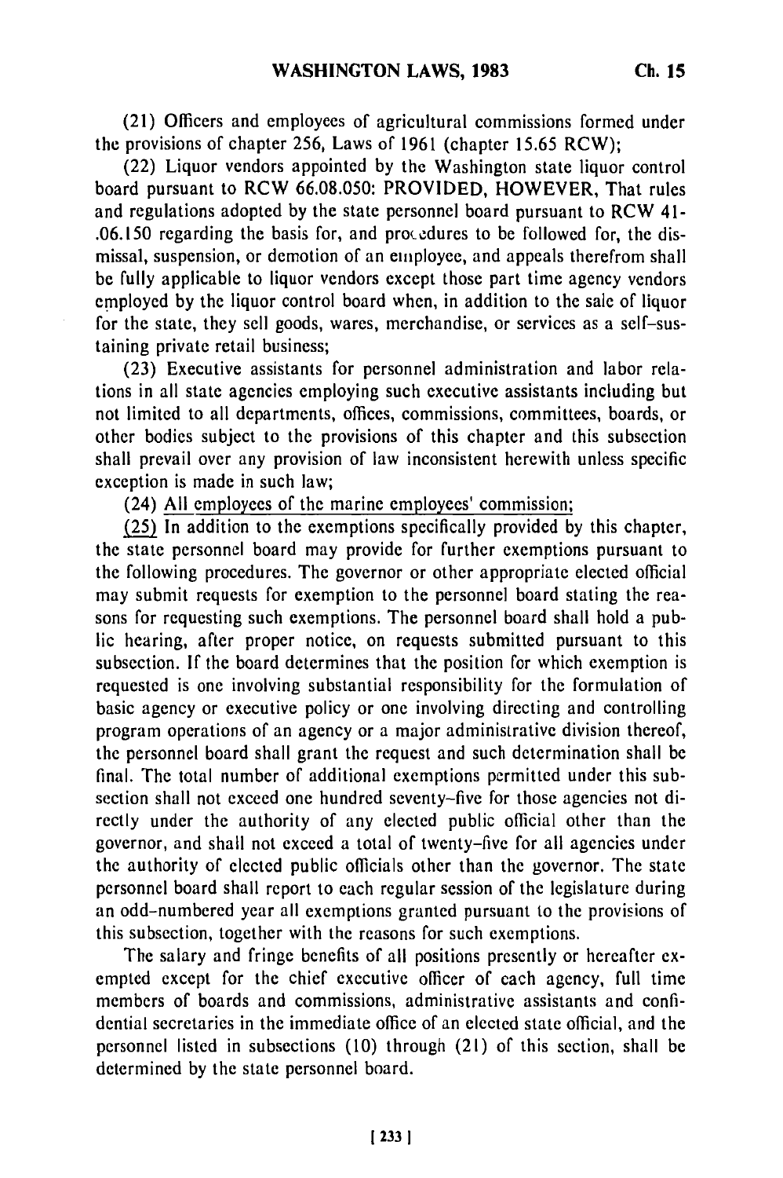(21) Officers and employees of agricultural commissions formed under the provisions of chapter 256, Laws of 1961 (chapter 15.65 RCW);

(22) Liquor vendors appointed by the Washington state liquor control board pursuant to RCW 66.08.050: PROVIDED, HOWEVER, That rules and regulations adopted by the state personnel board pursuant to RCW 41-.06.150 regarding the basis for, and procedures to be followed for, the dismissal, suspension, or demotion of an employee, and appeals therefrom shall be fully applicable to liquor vendors except those part time agency vendors employed by the liquor control board when, in addition to the sale of liquor for the state, they sell goods, wares, merchandise, or services as a self-sustaining private retail business;

(23) Executive assistants for personnel administration and labor relations in all state agencies employing such executive assistants including but not limited to all departments, offices, commissions, committees, boards, or other bodies subject to the provisions of this chapter and this subsection shall prevail over any provision of law inconsistent herewith unless specific exception is made in such law;

(24) All employees of the marine employees' commission;

(25) In addition to the exemptions specifically provided by this chapter, the state personnel board may provide for further exemptions pursuant to the following procedures. The governor or other appropriate elected official may submit requests for exemption to the personnel board stating the reasons for requesting such exemptions. The personnel board shall hold a public hearing, after proper notice, on requests submitted pursuant to this subsection. If the board determines that the position for which exemption is requested is one involving substantial responsibility for the formulation of basic agency or executive policy or one involving directing and controlling program operations of an agency or a major administrative division thereof, the personnel board shall grant the request and such determination shall be final. The total number of additional exemptions permitted under this subsection shall not exceed one hundred seventy-five for those agencies not directly under the authority of any elected public official other than the governor, and shall not exceed a total of twenty-five for all agencies under the authority of elected public officials other than the governor. The state personnel board shall report to each regular session of the legislature during an odd-numbered year all exemptions granted pursuant to the provisions of this subsection, together with the reasons for such exemptions.

The salary and fringe benefits of all positions presently or hereafter exempted except for the chief executive officer of each agency, full time members of boards and commissions, administrative assistants and confidential secretaries in the immediate office of an elected state official, and the personnel listed in subsections (10) through (21) of this section, shall be determined by the state personnel board.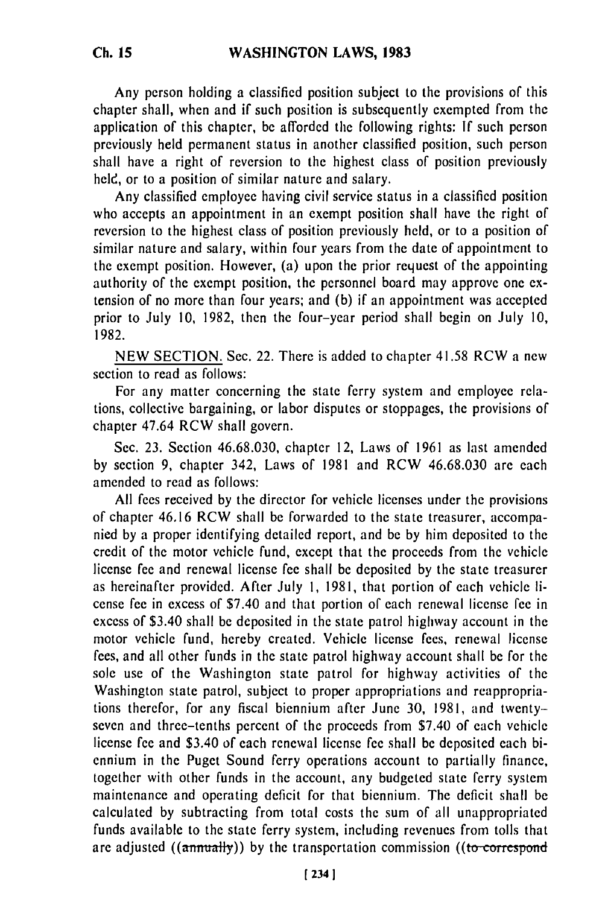Any person holding a classified position subject to the provisions of this chapter shall, when and if such position is subsequently exempted from the application of this chapter, be afforded the following rights: If such person previously held permanent status in another classified position, such person shall have a right of reversion to the highest class of position previously held, or to a position of similar nature and salary.

Any classified employee having civil service status in a classified position who accepts an appointment in an exempt position shall have the right of reversion to the highest class of position previously held, or to a position of similar nature and salary, within four years from the date of appointment to the exempt position. However, (a) upon the prior request of the appointing authority of the exempt position, the personnel board may approve one extension of no more than four years; and (b) if an appointment was accepted prior to July 10, 1982, then the four-year period shall begin on July 10, 1982.

NEW SECTION. Sec. 22. There is added to chapter 41.58 RCW a new section to read as follows:

For any matter concerning the state ferry system and employee relations, collective bargaining, or labor disputes or stoppages, the provisions of chapter 47.64 RCW shall govern.

Sec. 23. Section 46.68.030, chapter 12, Laws of 1961 as last amended by section 9, chapter 342, Laws of 1981 and RCW 46.68.030 are each amended to read as follows:

All fees received by the director for vehicle licenses under the provisions of chapter 46.16 RCW shall be forwarded to the state treasurer, accompanied by a proper identifying detailed report, and be by him deposited to the credit of the motor vehicle fund, except that the proceeds from the vehicle license fee and renewal license fee shall be deposited by the state treasurer as hereinafter provided. After July 1, 1981, that portion of each vehicle license fee in excess of $7.40 and that portion of each renewal license fee in excess of $3.40 shall be deposited in the state patrol highway account in the motor vehicle fund, hereby created. Vehicle license fees, renewal license fees, and all other funds in the state patrol highway account shall be for the sole use of the Washington state patrol for highway activities of the Washington state patrol, subject to proper appropriations and reappropriations therefor, for any fiscal biennium after June 30, 1981, and twenty-seven and three-tenths percent of the proceeds from $7.40 of each vehicle license fee and $3.40 of each renewal license fee shall be deposited each biennium in the Puget Sound ferry operations account to partially finance, together with other funds in the account, any budgeted state ferry system maintenance and operating deficit for that biennium. The deficit shall be calculated by subtracting from total costs the sum of all unappropriated funds available to the state ferry system, including revenues from tolls that are adjusted ((~~annually~~)) by the transportation commission ((~~to correspond~~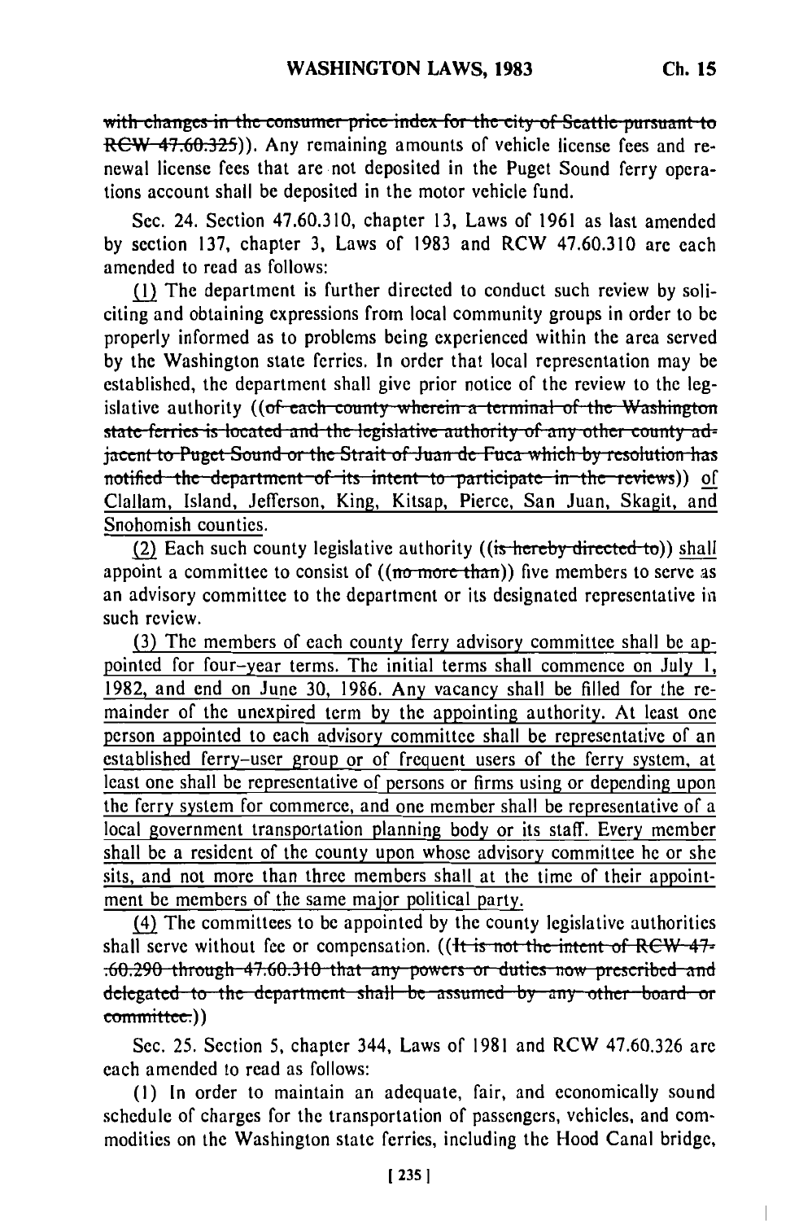~~with changes in the consumer price index for the city of Seattle pursuant to RCW 47.60.325~~)). Any remaining amounts of vehicle license fees and renewal license fees that are not deposited in the Puget Sound ferry operations account shall be deposited in the motor vehicle fund.

Sec. 24. Section 47.60.310, chapter 13, Laws of 1961 as last amended by section 137, chapter 3, Laws of 1983 and RCW 47.60.310 are each amended to read as follows:

<u>(1)</u> The department is further directed to conduct such review by soliciting and obtaining expressions from local community groups in order to be properly informed as to problems being experienced within the area served by the Washington state ferries. In order that local representation may be established, the department shall give prior notice of the review to the legislative authority ((~~of each county wherein a terminal of the Washington state ferries is located and the legislative authority of any other county adjacent to Puget Sound or the Strait of Juan de Fuca which by resolution has notified the department of its intent to participate in the reviews~~)) <u>of Clallam, Island, Jefferson, King, Kitsap, Pierce, San Juan, Skagit, and Snohomish counties.</u>

<u>(2)</u> Each such county legislative authority ((~~is hereby directed to~~)) <u>shall</u> appoint a committee to consist of ((~~no more than~~)) five members to serve as an advisory committee to the department or its designated representative in such review.

<u>(3) The members of each county ferry advisory committee shall be appointed for four-year terms. The initial terms shall commence on July 1, 1982, and end on June 30, 1986. Any vacancy shall be filled for the remainder of the unexpired term by the appointing authority. At least one person appointed to each advisory committee shall be representative of an established ferry-user group or of frequent users of the ferry system, at least one shall be representative of persons or firms using or depending upon the ferry system for commerce, and one member shall be representative of a local government transportation planning body or its staff. Every member shall be a resident of the county upon whose advisory committee he or she sits, and not more than three members shall at the time of their appointment be members of the same major political party.</u>

<u>(4)</u> The committees to be appointed by the county legislative authorities shall serve without fee or compensation. ((~~It is not the intent of RCW 47.60.290 through 47.60.310 that any powers or duties now prescribed and delegated to the department shall be assumed by any other board or committee.~~))

Sec. 25. Section 5, chapter 344, Laws of 1981 and RCW 47.60.326 are each amended to read as follows:

(1) In order to maintain an adequate, fair, and economically sound schedule of charges for the transportation of passengers, vehicles, and commodities on the Washington state ferries, including the Hood Canal bridge,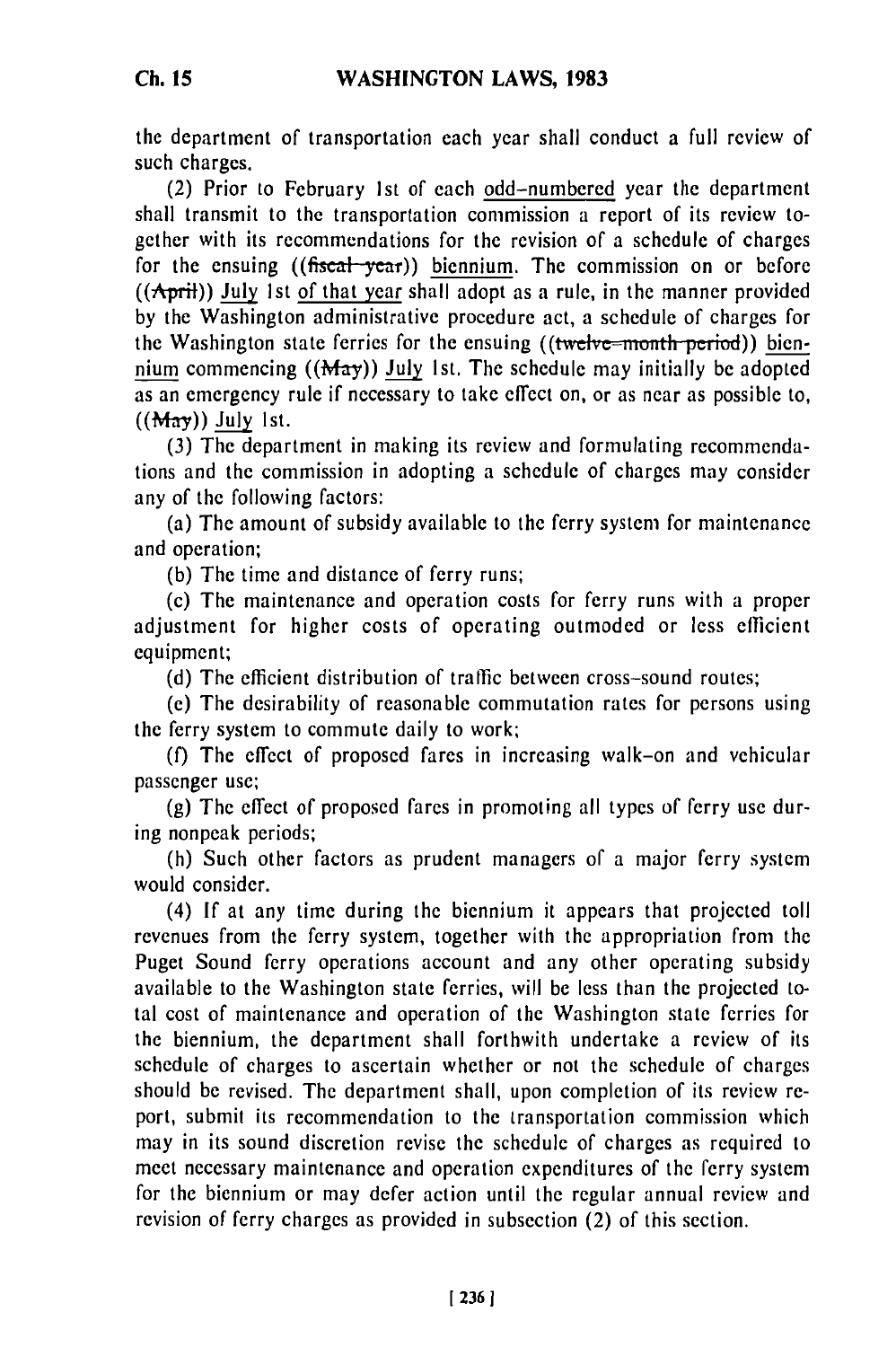the department of transportation each year shall conduct a full review of such charges.

(2) Prior to February 1st of each odd-numbered year the department shall transmit to the transportation commission a report of its review together with its recommendations for the revision of a schedule of charges for the ensuing ((~~fiscal year~~)) biennium. The commission on or before ((~~April~~)) July 1st of that year shall adopt as a rule, in the manner provided by the Washington administrative procedure act, a schedule of charges for the Washington state ferries for the ensuing ((~~twelve-month period~~)) biennium commencing ((~~May~~)) July 1st. The schedule may initially be adopted as an emergency rule if necessary to take effect on, or as near as possible to, ((~~May~~)) July 1st.

(3) The department in making its review and formulating recommendations and the commission in adopting a schedule of charges may consider any of the following factors:

(a) The amount of subsidy available to the ferry system for maintenance and operation;

(b) The time and distance of ferry runs;

(c) The maintenance and operation costs for ferry runs with a proper adjustment for higher costs of operating outmoded or less efficient equipment;

(d) The efficient distribution of traffic between cross-sound routes;

(e) The desirability of reasonable commutation rates for persons using the ferry system to commute daily to work;

(f) The effect of proposed fares in increasing walk-on and vehicular passenger use;

(g) The effect of proposed fares in promoting all types of ferry use during nonpeak periods;

(h) Such other factors as prudent managers of a major ferry system would consider.

(4) If at any time during the biennium it appears that projected toll revenues from the ferry system, together with the appropriation from the Puget Sound ferry operations account and any other operating subsidy available to the Washington state ferries, will be less than the projected total cost of maintenance and operation of the Washington state ferries for the biennium, the department shall forthwith undertake a review of its schedule of charges to ascertain whether or not the schedule of charges should be revised. The department shall, upon completion of its review report, submit its recommendation to the transportation commission which may in its sound discretion revise the schedule of charges as required to meet necessary maintenance and operation expenditures of the ferry system for the biennium or may defer action until the regular annual review and revision of ferry charges as provided in subsection (2) of this section.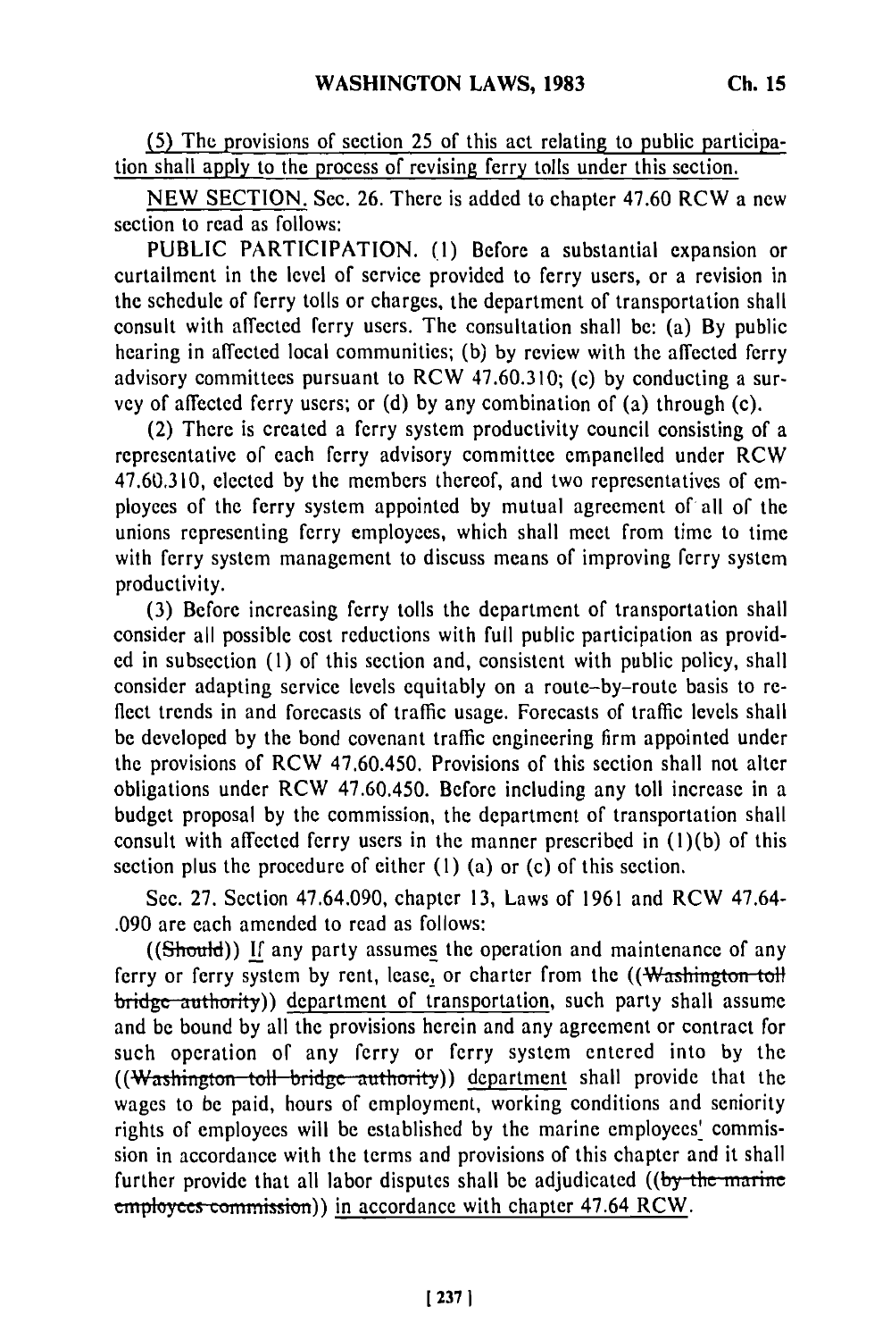(5) The provisions of section 25 of this act relating to public participation shall apply to the process of revising ferry tolls under this section.

NEW SECTION. Sec. 26. There is added to chapter 47.60 RCW a new section to read as follows:

PUBLIC PARTICIPATION. (1) Before a substantial expansion or curtailment in the level of service provided to ferry users, or a revision in the schedule of ferry tolls or charges, the department of transportation shall consult with affected ferry users. The consultation shall be: (a) By public hearing in affected local communities; (b) by review with the affected ferry advisory committees pursuant to RCW 47.60.310; (c) by conducting a survey of affected ferry users; or (d) by any combination of (a) through (c).

(2) There is created a ferry system productivity council consisting of a representative of each ferry advisory committee empanelled under RCW 47.60.310, elected by the members thereof, and two representatives of employees of the ferry system appointed by mutual agreement of all of the unions representing ferry employees, which shall meet from time to time with ferry system management to discuss means of improving ferry system productivity.

(3) Before increasing ferry tolls the department of transportation shall consider all possible cost reductions with full public participation as provided in subsection (1) of this section and, consistent with public policy, shall consider adapting service levels equitably on a route-by-route basis to reflect trends in and forecasts of traffic usage. Forecasts of traffic levels shall be developed by the bond covenant traffic engineering firm appointed under the provisions of RCW 47.60.450. Provisions of this section shall not alter obligations under RCW 47.60.450. Before including any toll increase in a budget proposal by the commission, the department of transportation shall consult with affected ferry users in the manner prescribed in (1)(b) of this section plus the procedure of either (1) (a) or (c) of this section.

Sec. 27. Section 47.64.090, chapter 13, Laws of 1961 and RCW 47.64.090 are each amended to read as follows:

((~~Should~~)) If any party assumes the operation and maintenance of any ferry or ferry system by rent, lease, or charter from the ((~~Washington toll bridge authority~~)) department of transportation, such party shall assume and be bound by all the provisions herein and any agreement or contract for such operation of any ferry or ferry system entered into by the ((~~Washington toll bridge authority~~)) department shall provide that the wages to be paid, hours of employment, working conditions and seniority rights of employees will be established by the marine employees' commission in accordance with the terms and provisions of this chapter and it shall further provide that all labor disputes shall be adjudicated ((~~by the marine employees commission~~)) in accordance with chapter 47.64 RCW.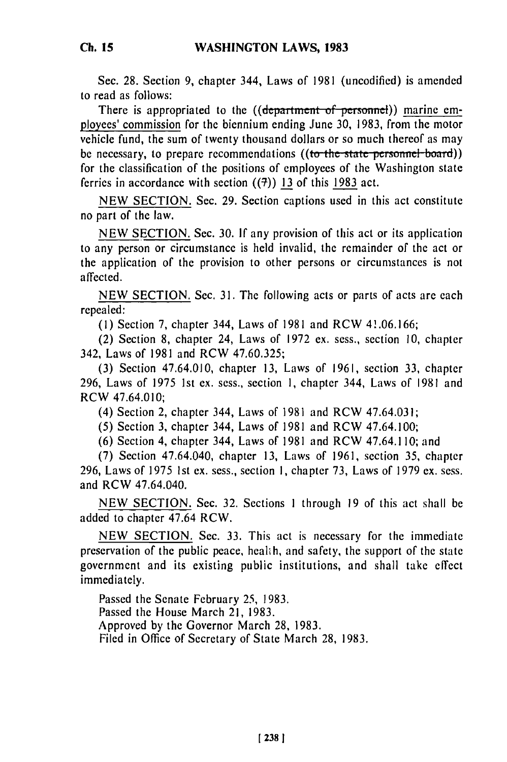Sec. 28. Section 9, chapter 344, Laws of 1981 (uncodified) is amended to read as follows:

There is appropriated to the ((department of personnel)) marine employees' commission for the biennium ending June 30, 1983, from the motor vehicle fund, the sum of twenty thousand dollars or so much thereof as may be necessary, to prepare recommendations ((to the state personnel board)) for the classification of the positions of employees of the Washington state ferries in accordance with section ((7)) 13 of this 1983 act.

NEW SECTION. Sec. 29. Section captions used in this act constitute no part of the law.

NEW SECTION. Sec. 30. If any provision of this act or its application to any person or circumstance is held invalid, the remainder of the act or the application of the provision to other persons or circumstances is not affected.

NEW SECTION. Sec. 31. The following acts or parts of acts are each repealed:

(1) Section 7, chapter 344, Laws of 1981 and RCW 41.06.166;

(2) Section 8, chapter 24, Laws of 1972 ex. sess., section 10, chapter 342, Laws of 1981 and RCW 47.60.325;

(3) Section 47.64.010, chapter 13, Laws of 1961, section 33, chapter 296, Laws of 1975 1st ex. sess., section 1, chapter 344, Laws of 1981 and RCW 47.64.010;

(4) Section 2, chapter 344, Laws of 1981 and RCW 47.64.031;

(5) Section 3, chapter 344, Laws of 1981 and RCW 47.64.100;

(6) Section 4, chapter 344, Laws of 1981 and RCW 47.64.110; and

(7) Section 47.64.040, chapter 13, Laws of 1961, section 35, chapter 296, Laws of 1975 1st ex. sess., section 1, chapter 73, Laws of 1979 ex. sess. and RCW 47.64.040.

NEW SECTION. Sec. 32. Sections 1 through 19 of this act shall be added to chapter 47.64 RCW.

NEW SECTION. Sec. 33. This act is necessary for the immediate preservation of the public peace, health, and safety, the support of the state government and its existing public institutions, and shall take effect immediately.

Passed the Senate February 25, 1983.
Passed the House March 21, 1983.
Approved by the Governor March 28, 1983.
Filed in Office of Secretary of State March 28, 1983.